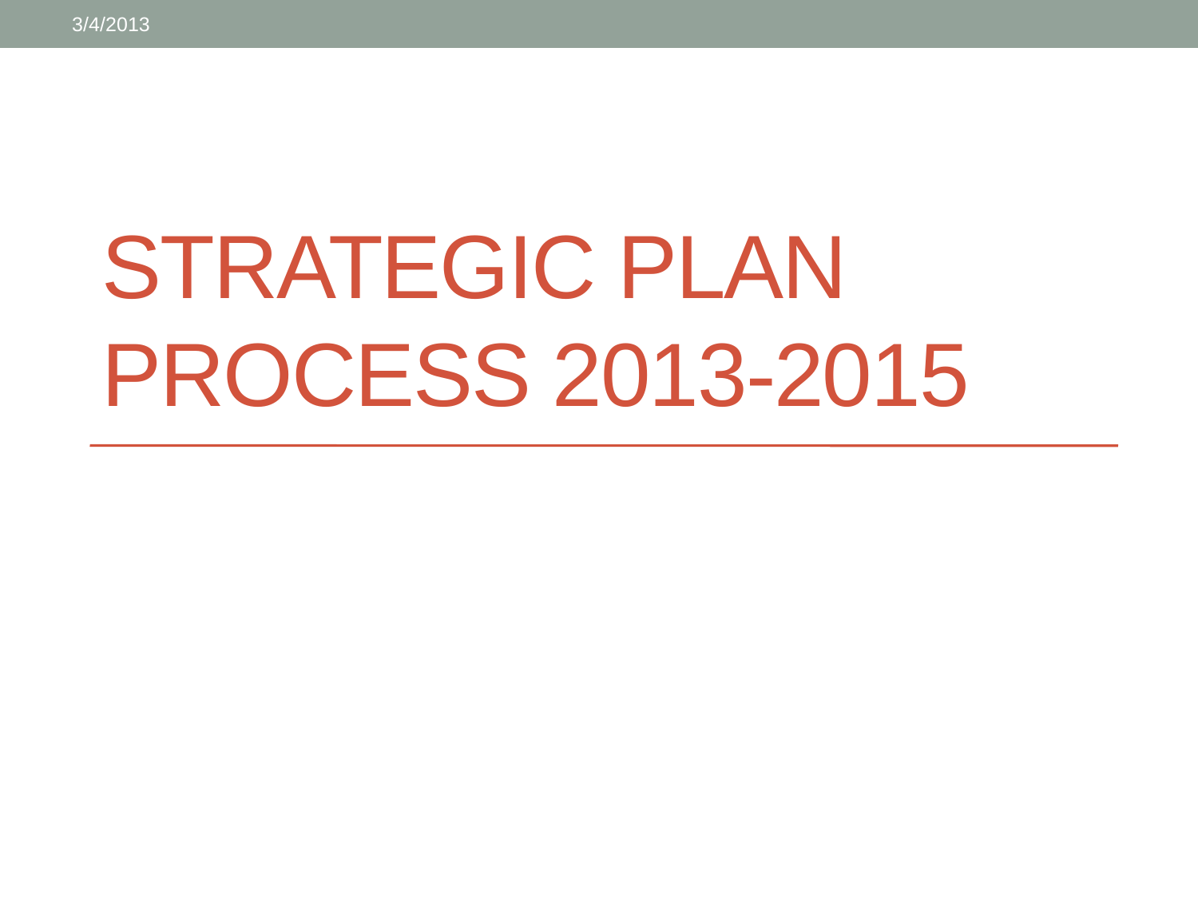# STRATEGIC PLAN PROCESS 2013-2015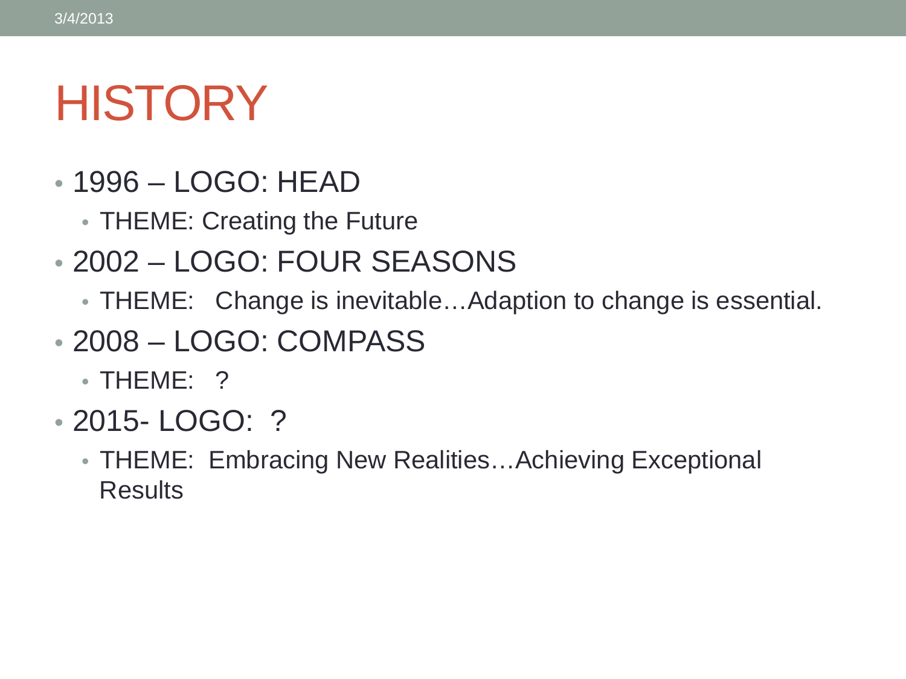# HISTORY

- 1996 – LOGO: HEAD
  - THEME: Creating the Future
- 2002 – LOGO: FOUR SEASONS
  - THEME: Change is inevitable…Adaption to change is essential.
- 2008 – LOGO: COMPASS
  - THEME: ?
- 2015- LOGO: ?
  - THEME: Embracing New Realities…Achieving Exceptional Results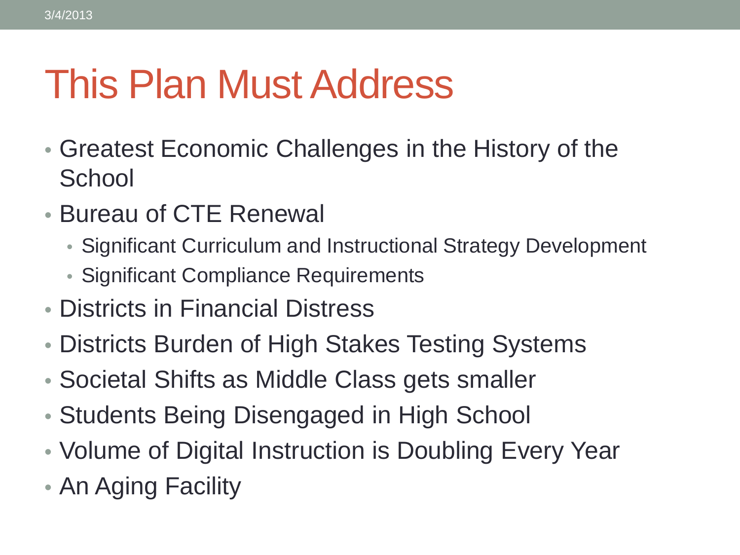# This Plan Must Address

- Greatest Economic Challenges in the History of the School
- Bureau of CTE Renewal
  - Significant Curriculum and Instructional Strategy Development
  - Significant Compliance Requirements
- Districts in Financial Distress
- Districts Burden of High Stakes Testing Systems
- Societal Shifts as Middle Class gets smaller
- Students Being Disengaged in High School
- Volume of Digital Instruction is Doubling Every Year
- An Aging Facility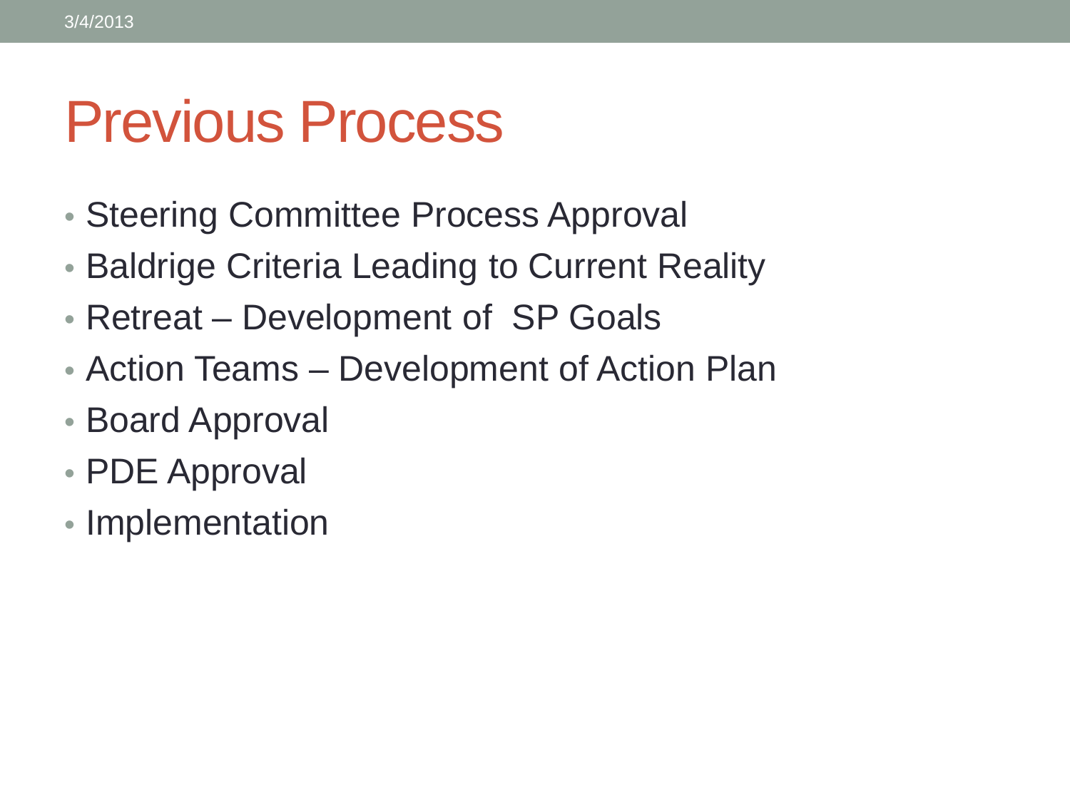# Previous Process

- Steering Committee Process Approval
- Baldrige Criteria Leading to Current Reality
- Retreat – Development of SP Goals
- Action Teams – Development of Action Plan
- Board Approval
- PDE Approval
- Implementation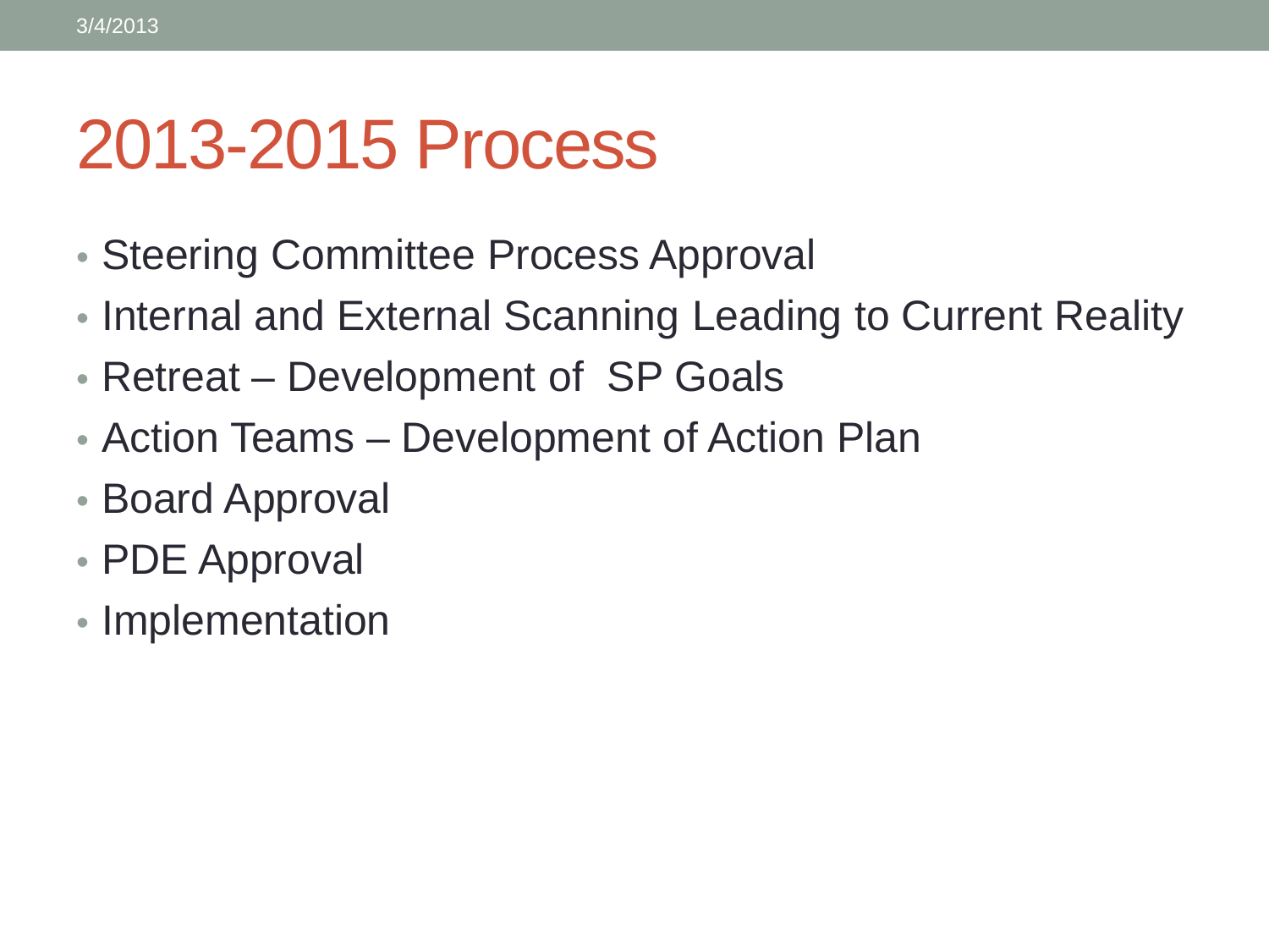# 2013-2015 Process

- Steering Committee Process Approval
- Internal and External Scanning Leading to Current Reality
- Retreat – Development of SP Goals
- Action Teams – Development of Action Plan
- Board Approval
- PDE Approval
- Implementation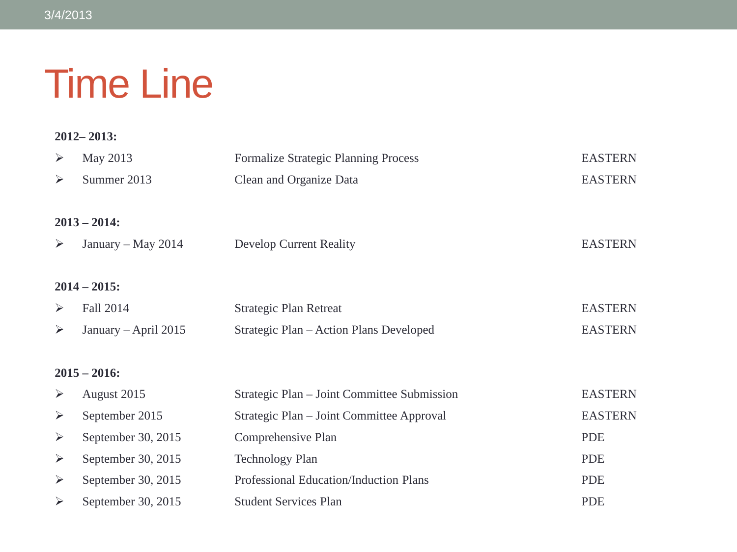# Time Line

**2012– 2013:**

- May 2013 — Formalize Strategic Planning Process — EASTERN
- Summer 2013 — Clean and Organize Data — EASTERN

**2013 – 2014:**

- January – May 2014 — Develop Current Reality — EASTERN

**2014 – 2015:**

- Fall 2014 — Strategic Plan Retreat — EASTERN
- January – April 2015 — Strategic Plan – Action Plans Developed — EASTERN

**2015 – 2016:**

- August 2015 — Strategic Plan – Joint Committee Submission — EASTERN
- September 2015 — Strategic Plan – Joint Committee Approval — EASTERN
- September 30, 2015 — Comprehensive Plan — PDE
- September 30, 2015 — Technology Plan — PDE
- September 30, 2015 — Professional Education/Induction Plans — PDE
- September 30, 2015 — Student Services Plan — PDE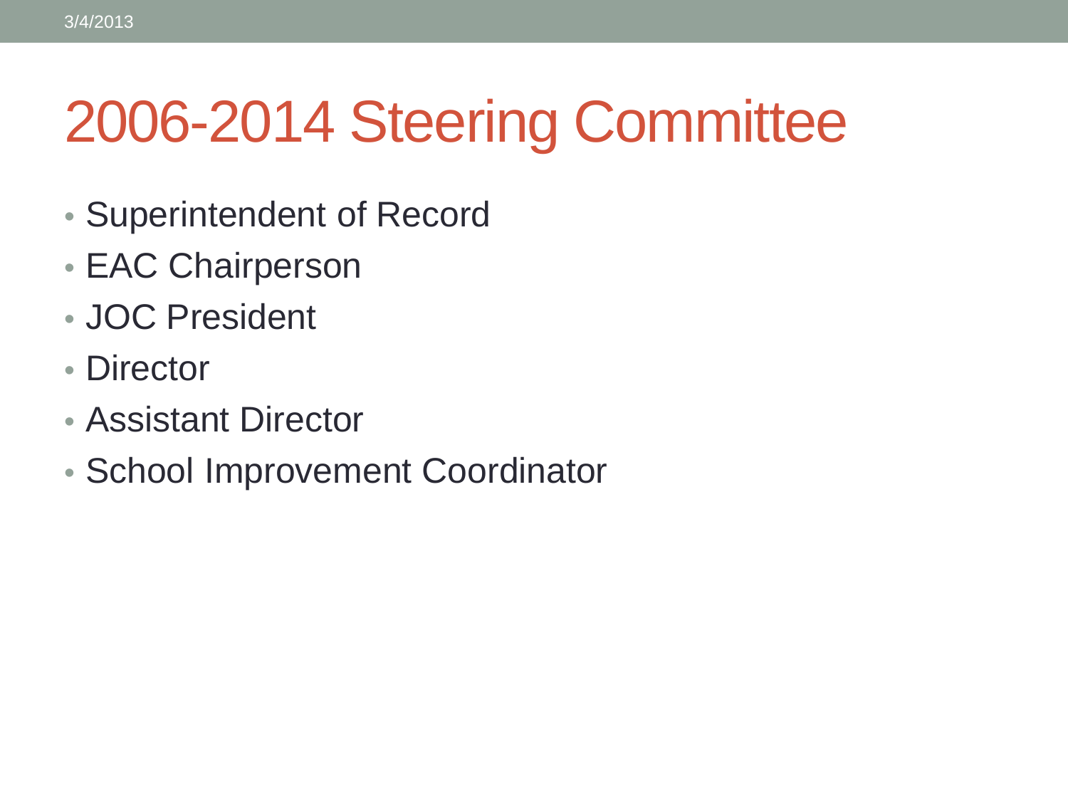# 2006-2014 Steering Committee

- Superintendent of Record
- EAC Chairperson
- JOC President
- Director
- Assistant Director
- School Improvement Coordinator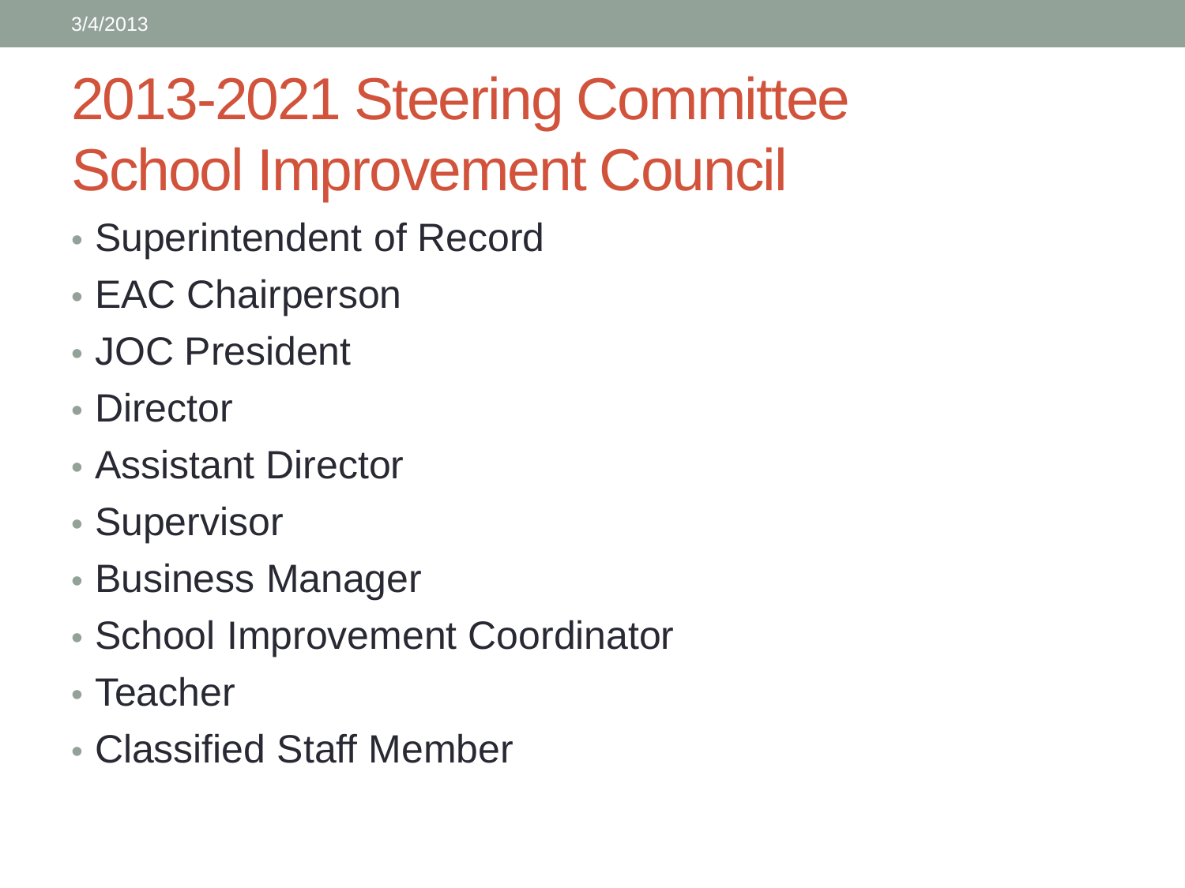# 2013-2021 Steering Committee School Improvement Council

- Superintendent of Record
- EAC Chairperson
- JOC President
- Director
- Assistant Director
- Supervisor
- Business Manager
- School Improvement Coordinator
- Teacher
- Classified Staff Member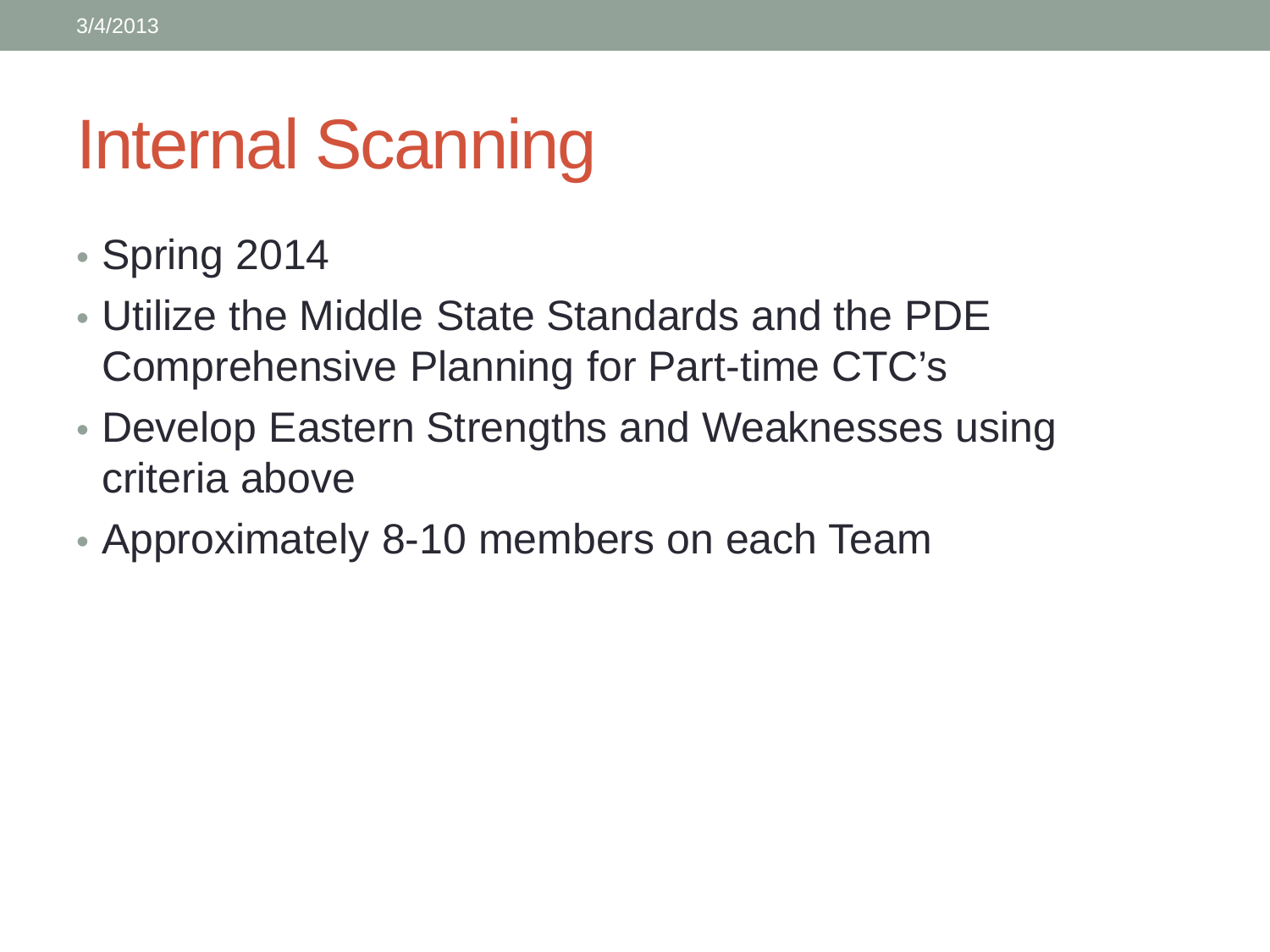# Internal Scanning

- Spring 2014
- Utilize the Middle State Standards and the PDE Comprehensive Planning for Part-time CTC's
- Develop Eastern Strengths and Weaknesses using criteria above
- Approximately 8-10 members on each Team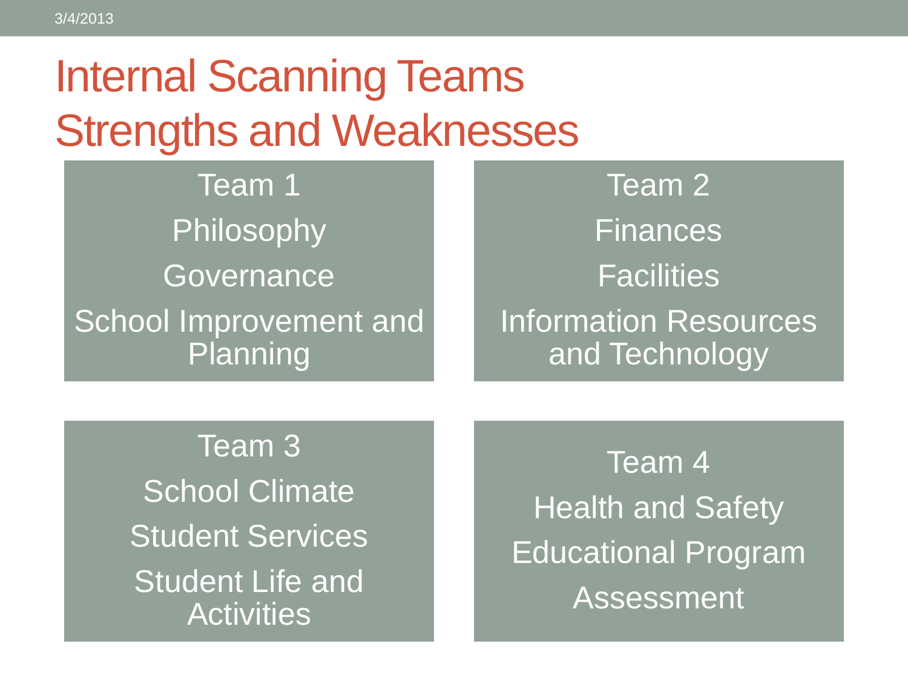# Internal Scanning Teams Strengths and Weaknesses

**Team 1**

- Philosophy
- Governance
- School Improvement and Planning

**Team 2**

- Finances
- Facilities
- Information Resources and Technology

**Team 3**

- School Climate
- Student Services
- Student Life and Activities

**Team 4**

- Health and Safety
- Educational Program
- Assessment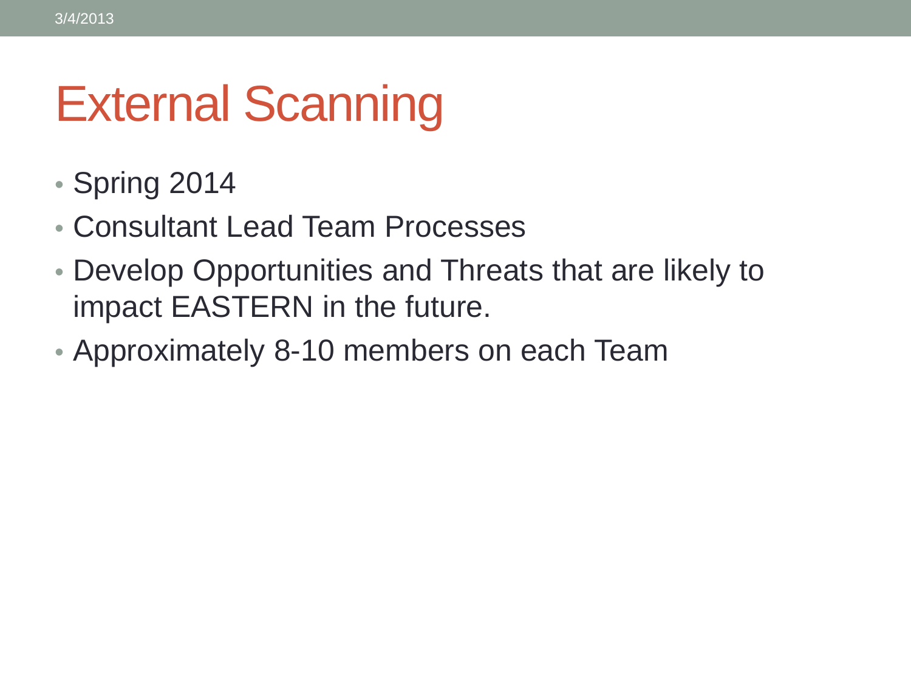# External Scanning

- Spring 2014
- Consultant Lead Team Processes
- Develop Opportunities and Threats that are likely to impact EASTERN in the future.
- Approximately 8-10 members on each Team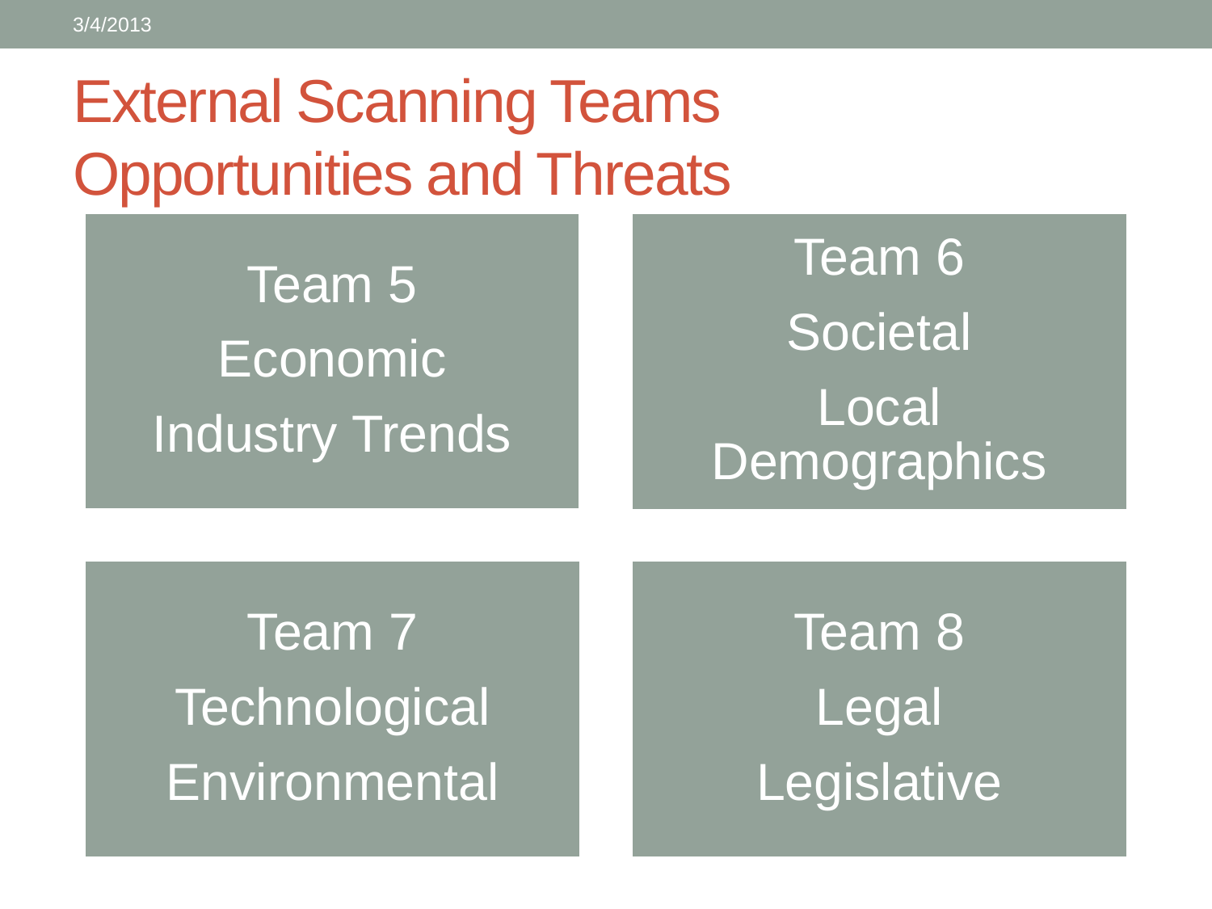# External Scanning Teams Opportunities and Threats

**Team 5**
Economic
Industry Trends

**Team 6**
Societal
Local Demographics

**Team 7**
Technological
Environmental

**Team 8**
Legal
Legislative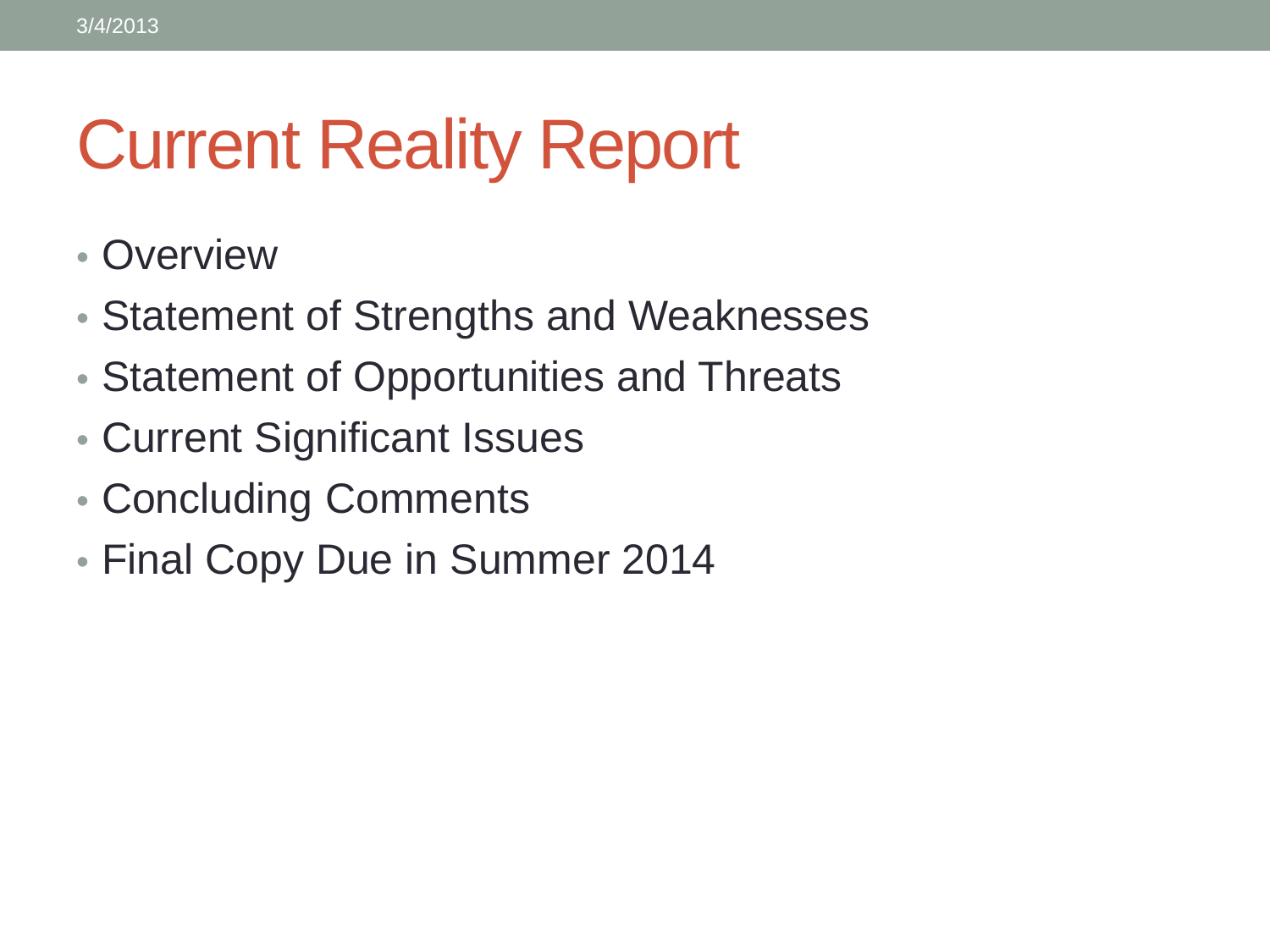# Current Reality Report

- Overview
- Statement of Strengths and Weaknesses
- Statement of Opportunities and Threats
- Current Significant Issues
- Concluding Comments
- Final Copy Due in Summer 2014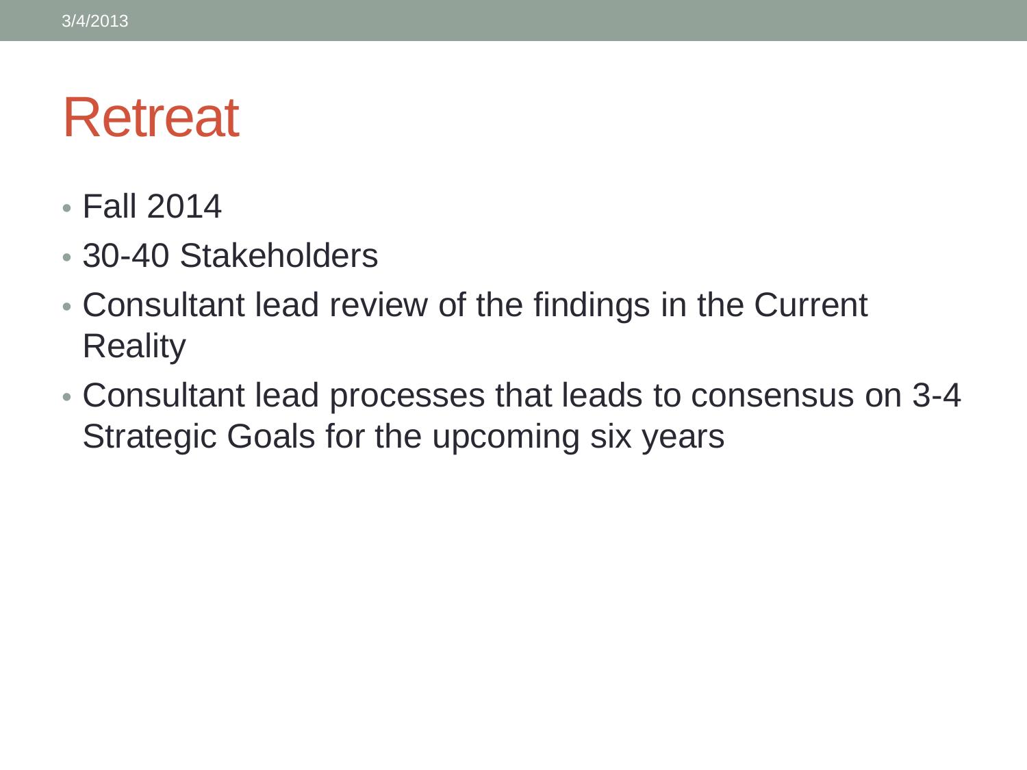# Retreat

- Fall 2014
- 30-40 Stakeholders
- Consultant lead review of the findings in the Current Reality
- Consultant lead processes that leads to consensus on 3-4 Strategic Goals for the upcoming six years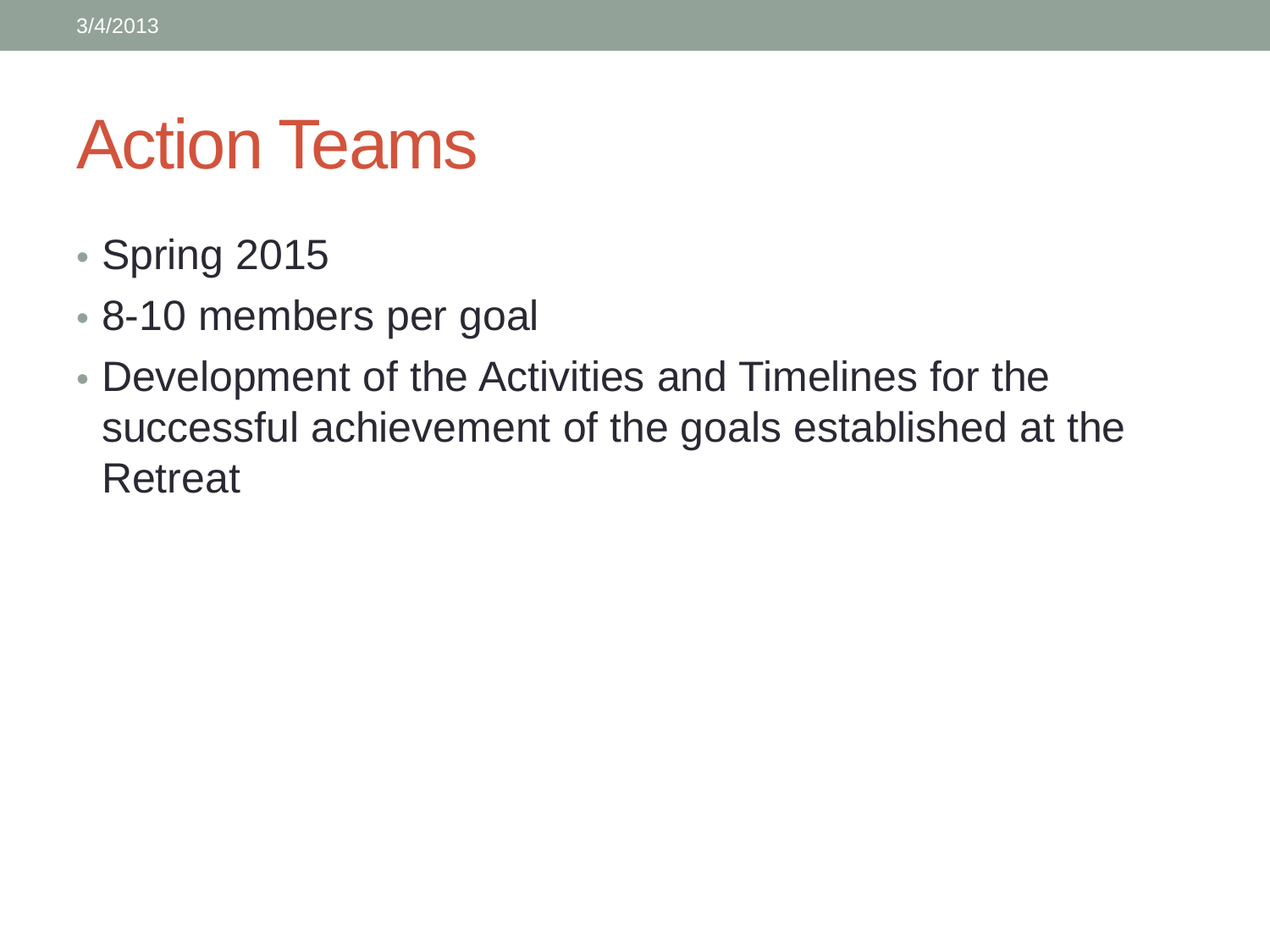# Action Teams

- Spring 2015
- 8-10 members per goal
- Development of the Activities and Timelines for the successful achievement of the goals established at the Retreat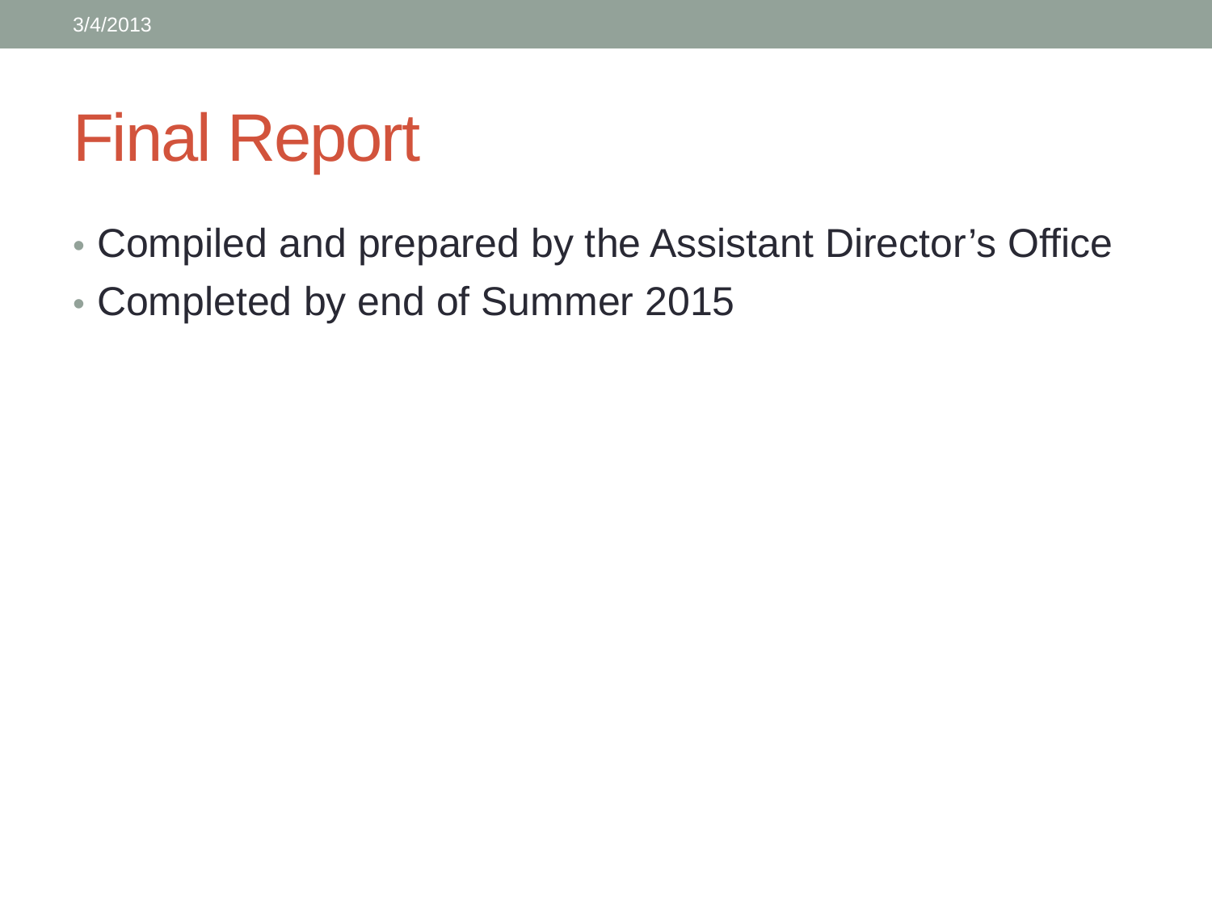# Final Report

- Compiled and prepared by the Assistant Director's Office
- Completed by end of Summer 2015